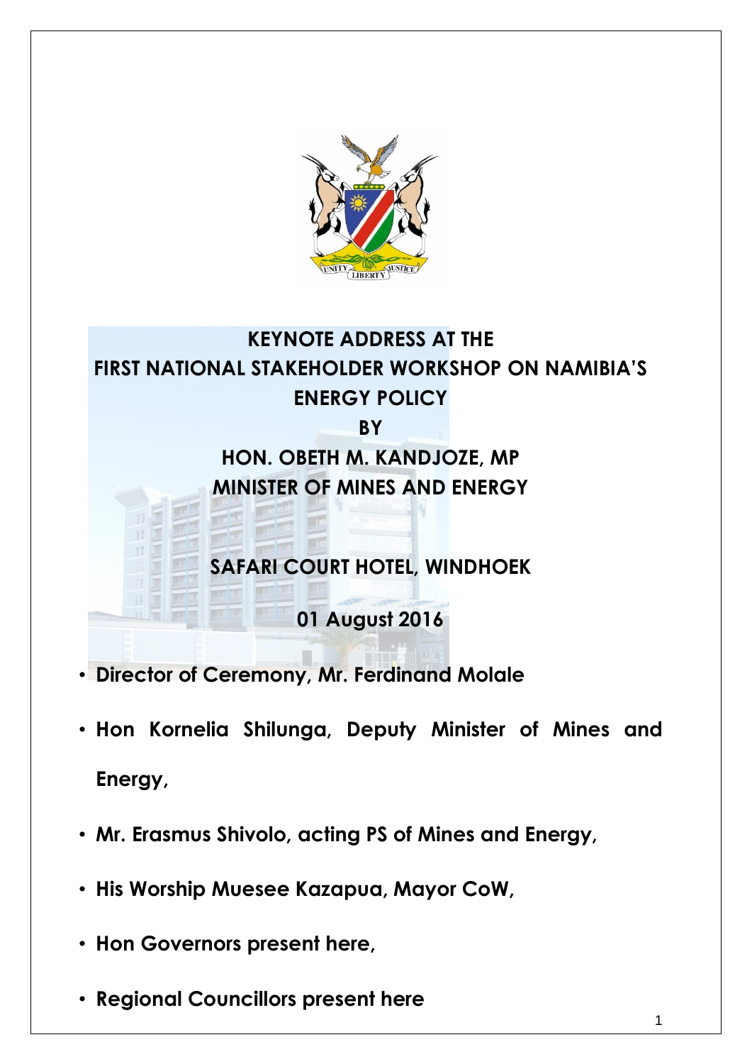# KEYNOTE ADDRESS AT THE FIRST NATIONAL STAKEHOLDER WORKSHOP ON NAMIBIA'S ENERGY POLICY

**BY**

**HON. OBETH M. KANDJOZE, MP**
**MINISTER OF MINES AND ENERGY**

**SAFARI COURT HOTEL, WINDHOEK**

**01 August 2016**

- **Director of Ceremony, Mr. Ferdinand Molale**
- **Hon Kornelia Shilunga, Deputy Minister of Mines and Energy,**
- **Mr. Erasmus Shivolo, acting PS of Mines and Energy,**
- **His Worship Muesee Kazapua, Mayor CoW,**
- **Hon Governors present here,**
- **Regional Councillors present here**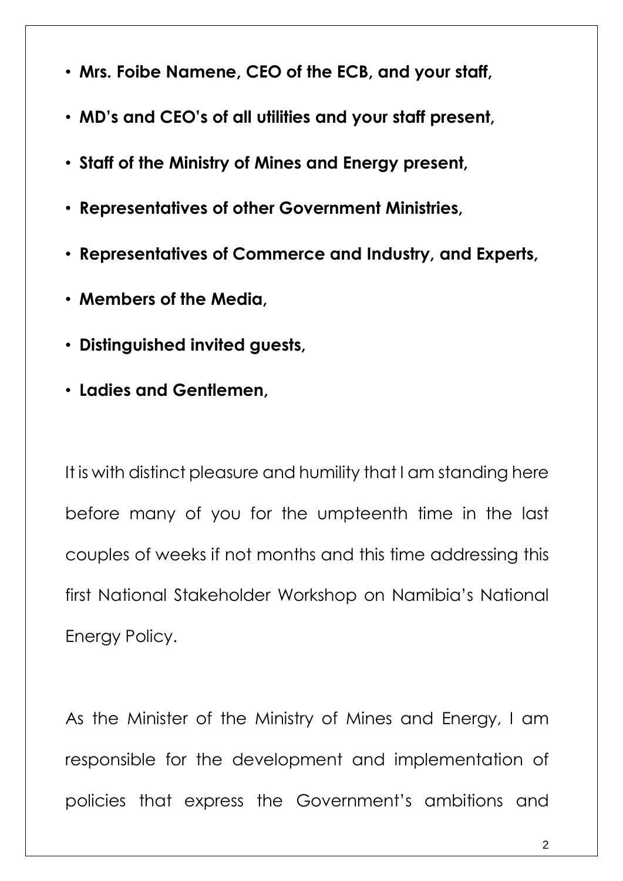- **Mrs. Foibe Namene, CEO of the ECB, and your staff,**
- **MD's and CEO's of all utilities and your staff present,**
- **Staff of the Ministry of Mines and Energy present,**
- **Representatives of other Government Ministries,**
- **Representatives of Commerce and Industry, and Experts,**
- **Members of the Media,**
- **Distinguished invited guests,**
- **Ladies and Gentlemen,**

It is with distinct pleasure and humility that I am standing here before many of you for the umpteenth time in the last couples of weeks if not months and this time addressing this first National Stakeholder Workshop on Namibia's National Energy Policy.

As the Minister of the Ministry of Mines and Energy, I am responsible for the development and implementation of policies that express the Government's ambitions and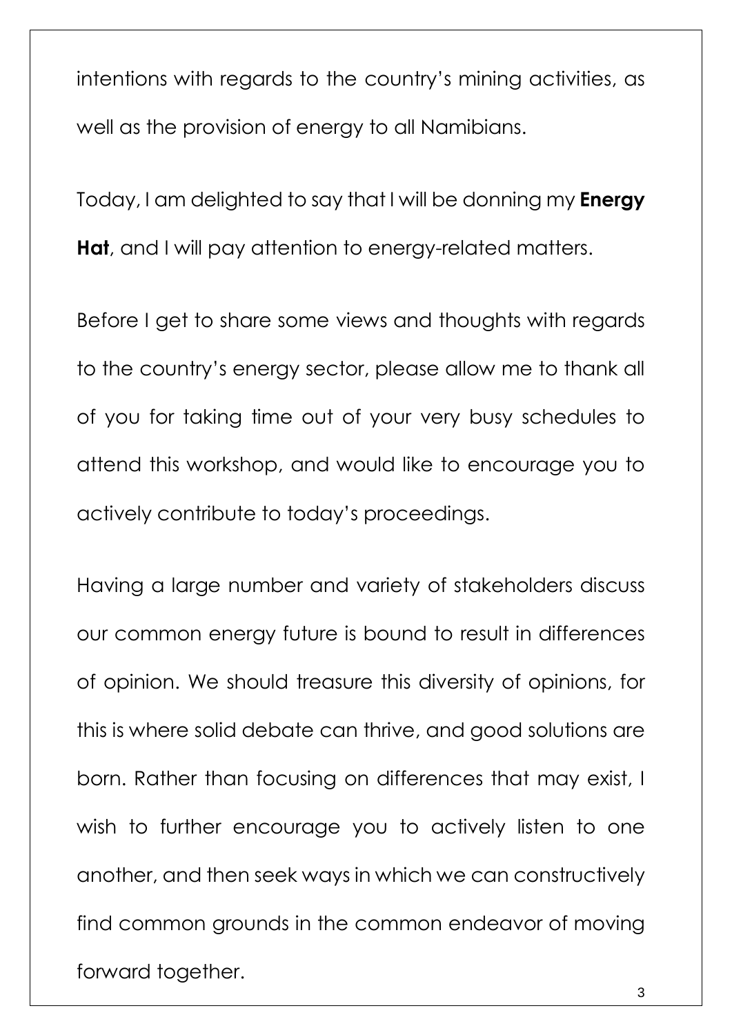intentions with regards to the country's mining activities, as well as the provision of energy to all Namibians.

Today, I am delighted to say that I will be donning my **Energy Hat**, and I will pay attention to energy-related matters.

Before I get to share some views and thoughts with regards to the country's energy sector, please allow me to thank all of you for taking time out of your very busy schedules to attend this workshop, and would like to encourage you to actively contribute to today's proceedings.

Having a large number and variety of stakeholders discuss our common energy future is bound to result in differences of opinion. We should treasure this diversity of opinions, for this is where solid debate can thrive, and good solutions are born. Rather than focusing on differences that may exist, I wish to further encourage you to actively listen to one another, and then seek ways in which we can constructively find common grounds in the common endeavor of moving forward together.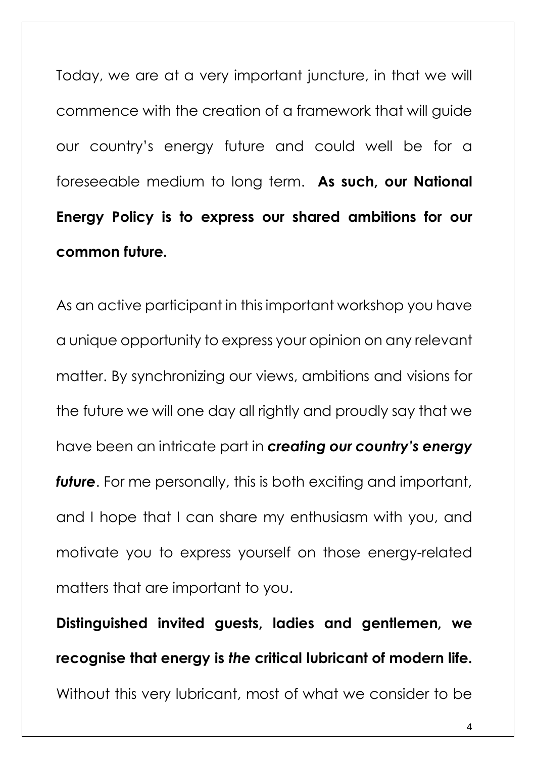Today, we are at a very important juncture, in that we will commence with the creation of a framework that will guide our country's energy future and could well be for a foreseeable medium to long term. **As such, our National Energy Policy is to express our shared ambitions for our common future.**

As an active participant in this important workshop you have a unique opportunity to express your opinion on any relevant matter. By synchronizing our views, ambitions and visions for the future we will one day all rightly and proudly say that we have been an intricate part in ***creating our country's energy future***. For me personally, this is both exciting and important, and I hope that I can share my enthusiasm with you, and motivate you to express yourself on those energy-related matters that are important to you.

**Distinguished invited guests, ladies and gentlemen, we recognise that energy is *the* critical lubricant of modern life.** Without this very lubricant, most of what we consider to be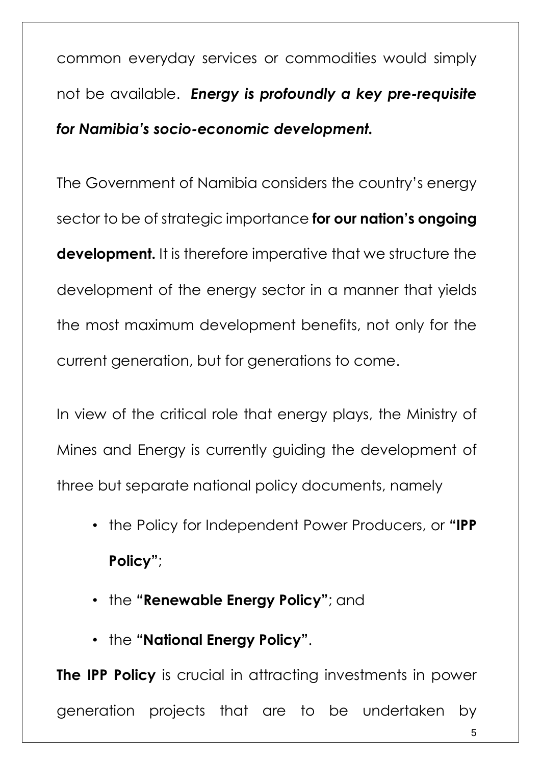common everyday services or commodities would simply not be available. ***Energy is profoundly a key pre-requisite for Namibia's socio-economic development.***

The Government of Namibia considers the country's energy sector to be of strategic importance **for our nation's ongoing development.** It is therefore imperative that we structure the development of the energy sector in a manner that yields the most maximum development benefits, not only for the current generation, but for generations to come.

In view of the critical role that energy plays, the Ministry of Mines and Energy is currently guiding the development of three but separate national policy documents, namely

- the Policy for Independent Power Producers, or **"IPP Policy"**;
- the **"Renewable Energy Policy"**; and
- the **"National Energy Policy"**.

**The IPP Policy** is crucial in attracting investments in power generation projects that are to be undertaken by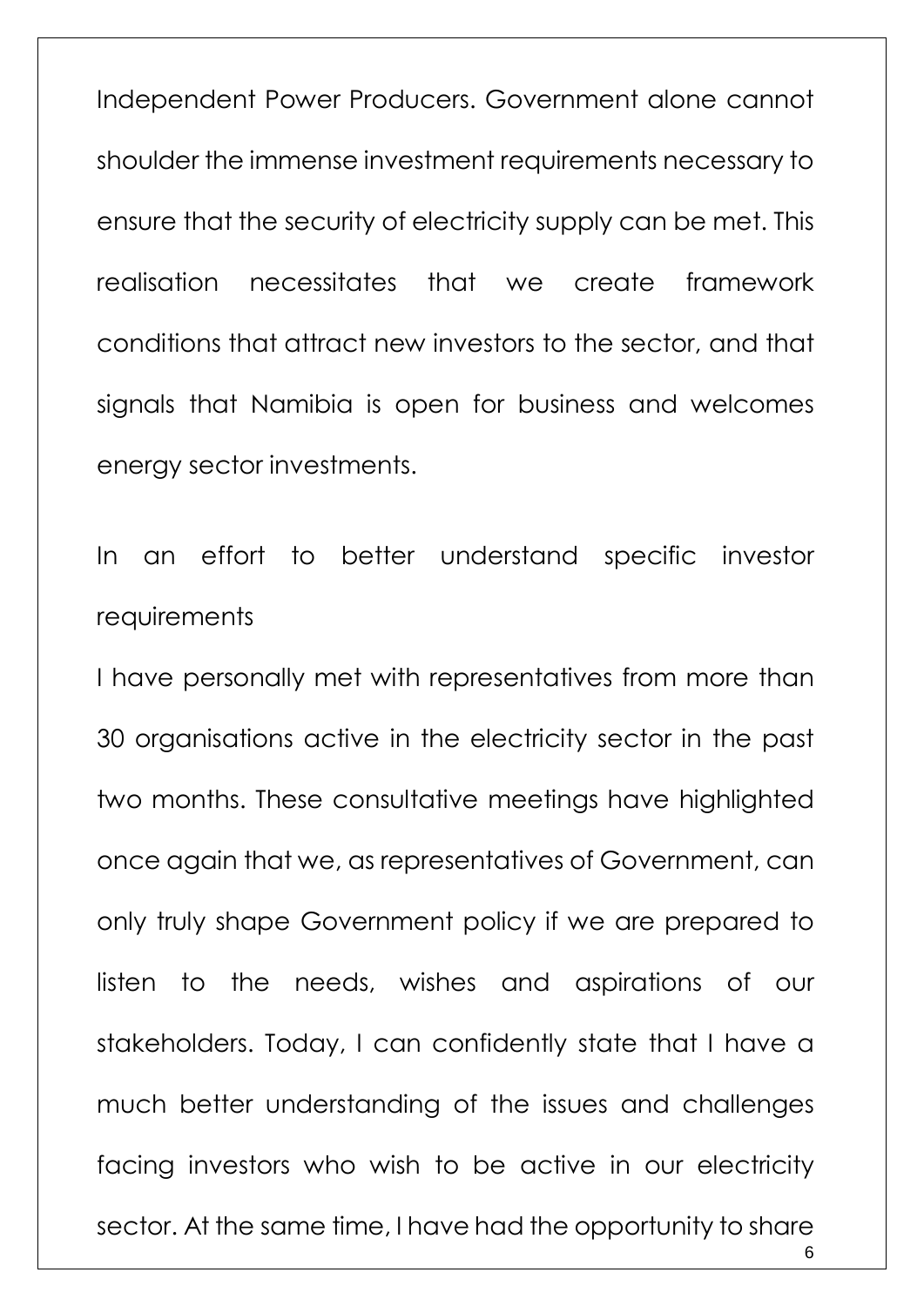Independent Power Producers. Government alone cannot shoulder the immense investment requirements necessary to ensure that the security of electricity supply can be met. This realisation necessitates that we create framework conditions that attract new investors to the sector, and that signals that Namibia is open for business and welcomes energy sector investments.

In an effort to better understand specific investor requirements

I have personally met with representatives from more than 30 organisations active in the electricity sector in the past two months. These consultative meetings have highlighted once again that we, as representatives of Government, can only truly shape Government policy if we are prepared to listen to the needs, wishes and aspirations of our stakeholders. Today, I can confidently state that I have a much better understanding of the issues and challenges facing investors who wish to be active in our electricity sector. At the same time, I have had the opportunity to share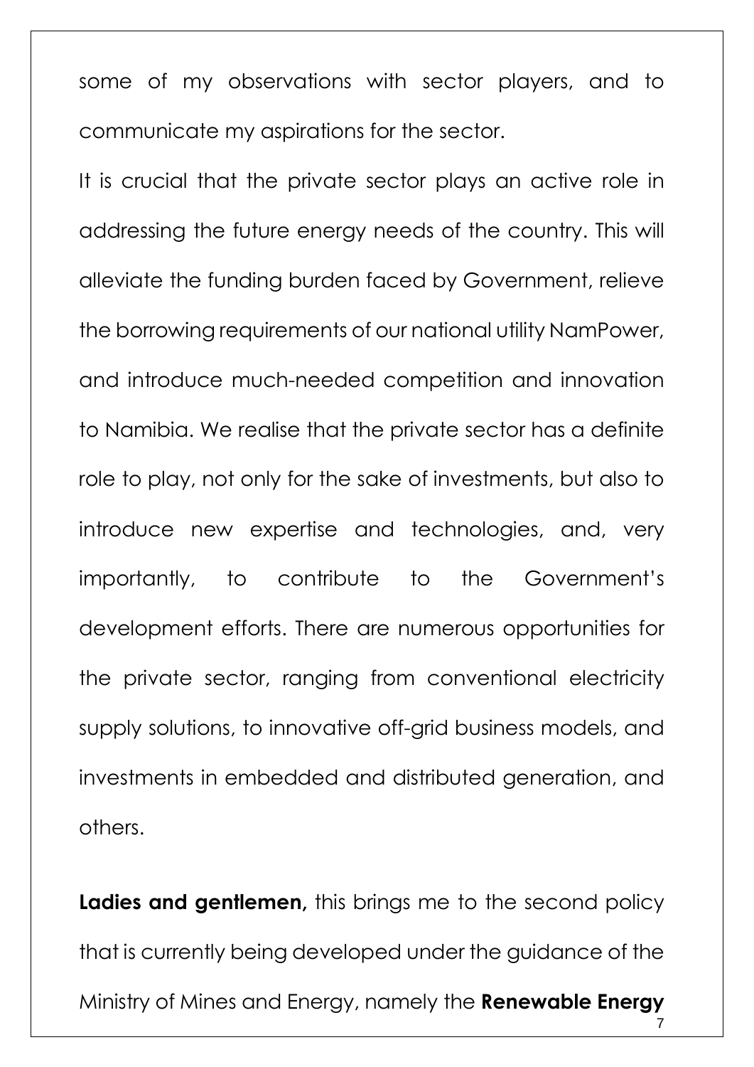some of my observations with sector players, and to communicate my aspirations for the sector.

It is crucial that the private sector plays an active role in addressing the future energy needs of the country. This will alleviate the funding burden faced by Government, relieve the borrowing requirements of our national utility NamPower, and introduce much-needed competition and innovation to Namibia. We realise that the private sector has a definite role to play, not only for the sake of investments, but also to introduce new expertise and technologies, and, very importantly, to contribute to the Government's development efforts. There are numerous opportunities for the private sector, ranging from conventional electricity supply solutions, to innovative off-grid business models, and investments in embedded and distributed generation, and others.

**Ladies and gentlemen,** this brings me to the second policy that is currently being developed under the guidance of the Ministry of Mines and Energy, namely the **Renewable Energy**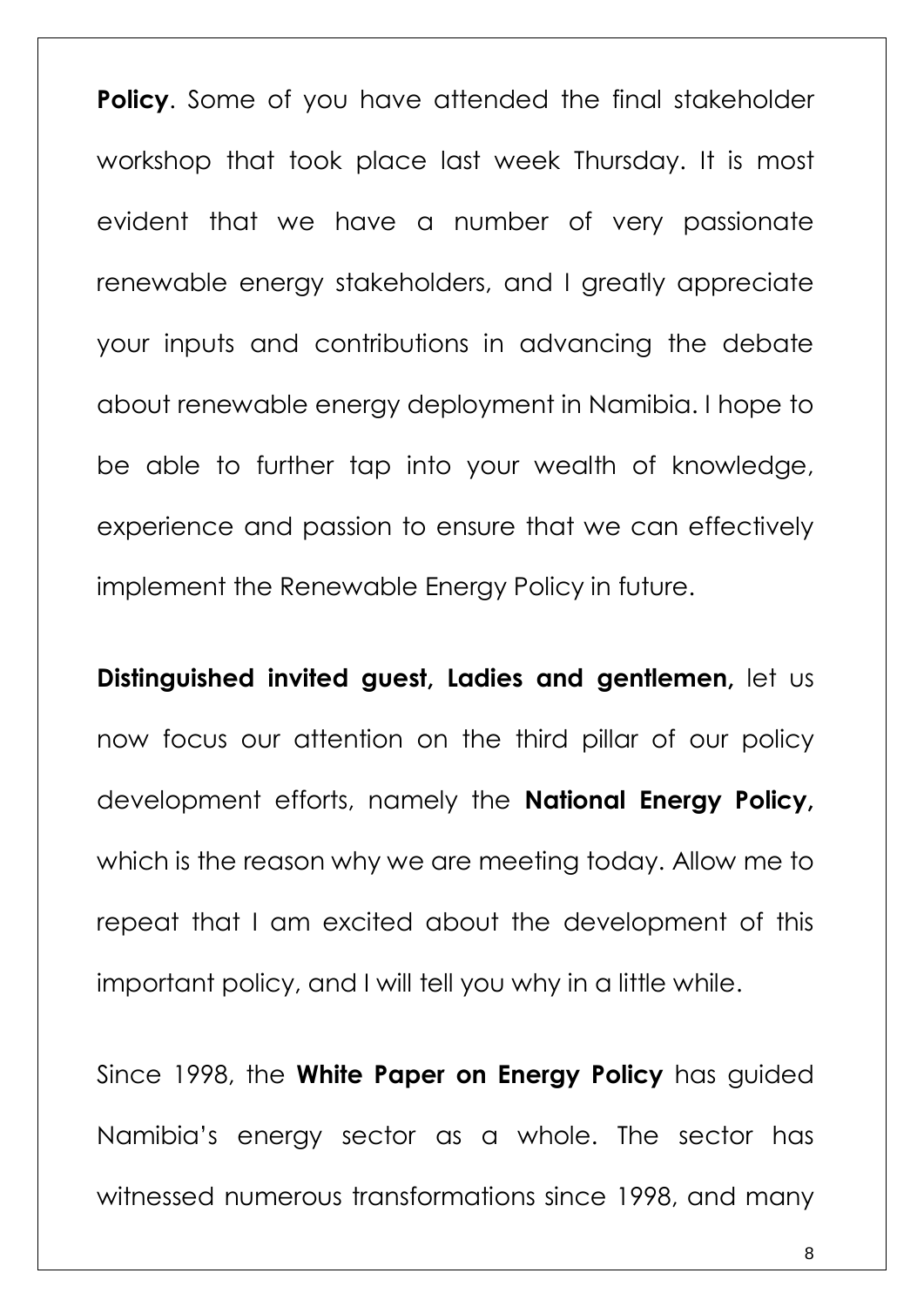**Policy**. Some of you have attended the final stakeholder workshop that took place last week Thursday. It is most evident that we have a number of very passionate renewable energy stakeholders, and I greatly appreciate your inputs and contributions in advancing the debate about renewable energy deployment in Namibia. I hope to be able to further tap into your wealth of knowledge, experience and passion to ensure that we can effectively implement the Renewable Energy Policy in future.

**Distinguished invited guest, Ladies and gentlemen,** let us now focus our attention on the third pillar of our policy development efforts, namely the **National Energy Policy,** which is the reason why we are meeting today. Allow me to repeat that I am excited about the development of this important policy, and I will tell you why in a little while.

Since 1998, the **White Paper on Energy Policy** has guided Namibia's energy sector as a whole. The sector has witnessed numerous transformations since 1998, and many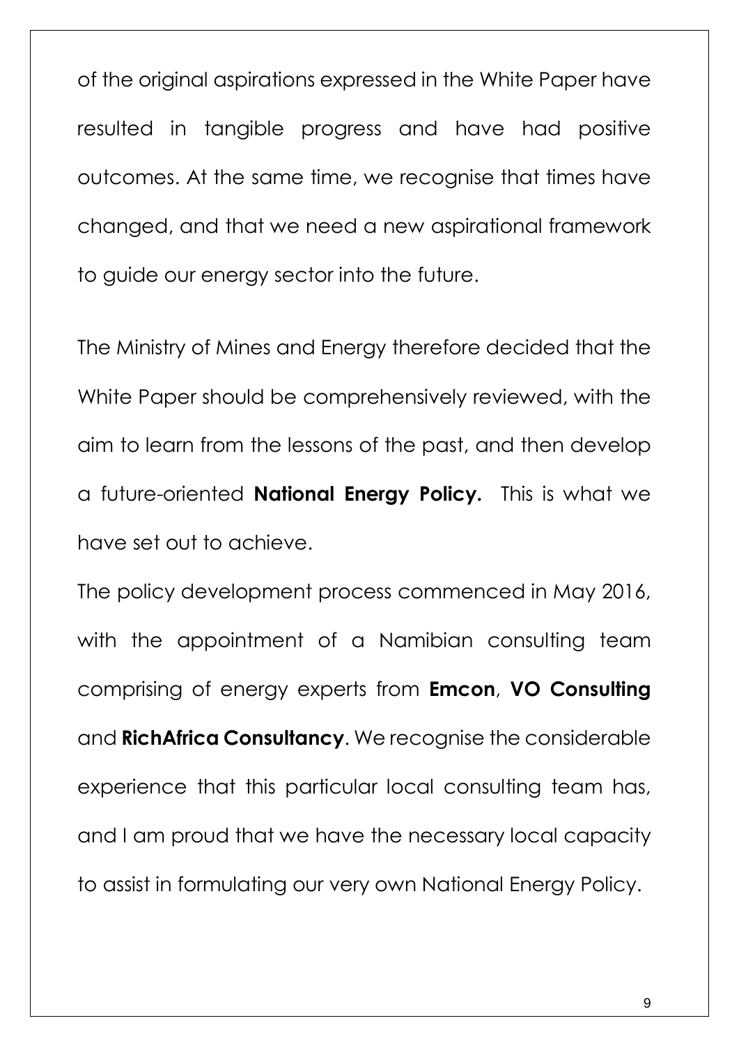of the original aspirations expressed in the White Paper have resulted in tangible progress and have had positive outcomes. At the same time, we recognise that times have changed, and that we need a new aspirational framework to guide our energy sector into the future.

The Ministry of Mines and Energy therefore decided that the White Paper should be comprehensively reviewed, with the aim to learn from the lessons of the past, and then develop a future-oriented **National Energy Policy.** This is what we have set out to achieve.

The policy development process commenced in May 2016, with the appointment of a Namibian consulting team comprising of energy experts from **Emcon**, **VO Consulting** and **RichAfrica Consultancy**. We recognise the considerable experience that this particular local consulting team has, and I am proud that we have the necessary local capacity to assist in formulating our very own National Energy Policy.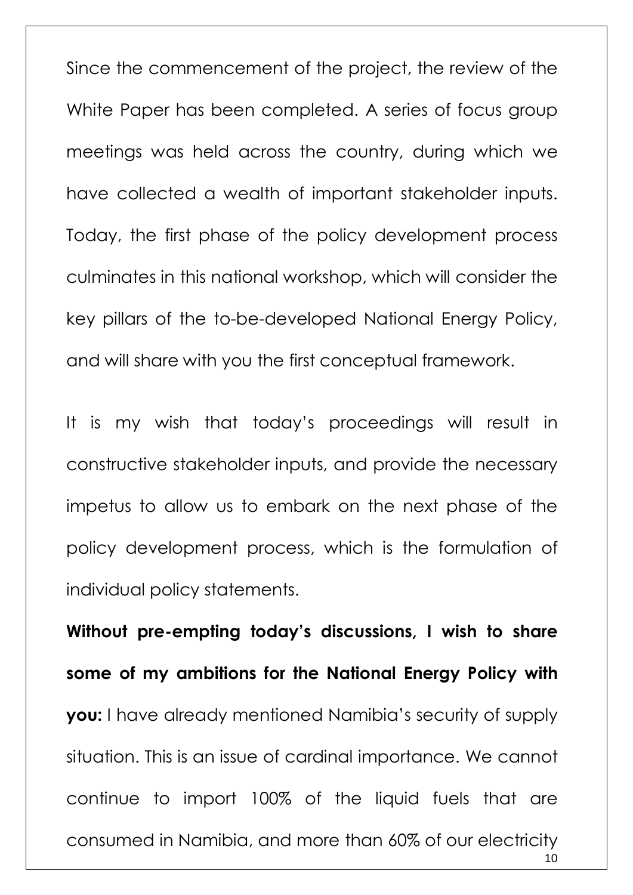Since the commencement of the project, the review of the White Paper has been completed. A series of focus group meetings was held across the country, during which we have collected a wealth of important stakeholder inputs. Today, the first phase of the policy development process culminates in this national workshop, which will consider the key pillars of the to-be-developed National Energy Policy, and will share with you the first conceptual framework.

It is my wish that today's proceedings will result in constructive stakeholder inputs, and provide the necessary impetus to allow us to embark on the next phase of the policy development process, which is the formulation of individual policy statements.

**Without pre-empting today's discussions, I wish to share some of my ambitions for the National Energy Policy with you:** I have already mentioned Namibia's security of supply situation. This is an issue of cardinal importance. We cannot continue to import 100% of the liquid fuels that are consumed in Namibia, and more than 60% of our electricity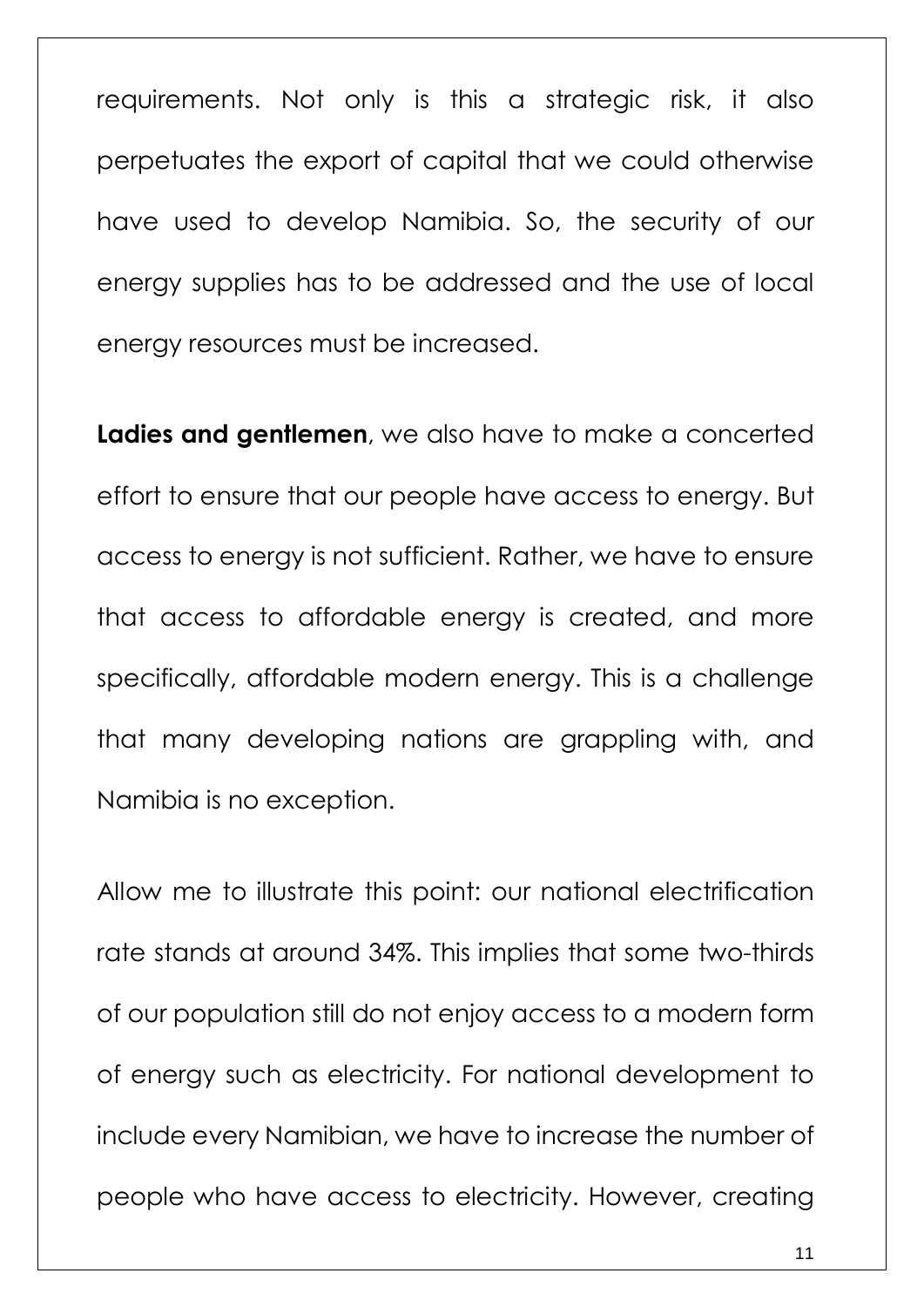requirements. Not only is this a strategic risk, it also perpetuates the export of capital that we could otherwise have used to develop Namibia. So, the security of our energy supplies has to be addressed and the use of local energy resources must be increased.

**Ladies and gentlemen**, we also have to make a concerted effort to ensure that our people have access to energy. But access to energy is not sufficient. Rather, we have to ensure that access to affordable energy is created, and more specifically, affordable modern energy. This is a challenge that many developing nations are grappling with, and Namibia is no exception.

Allow me to illustrate this point: our national electrification rate stands at around 34%. This implies that some two-thirds of our population still do not enjoy access to a modern form of energy such as electricity. For national development to include every Namibian, we have to increase the number of people who have access to electricity. However, creating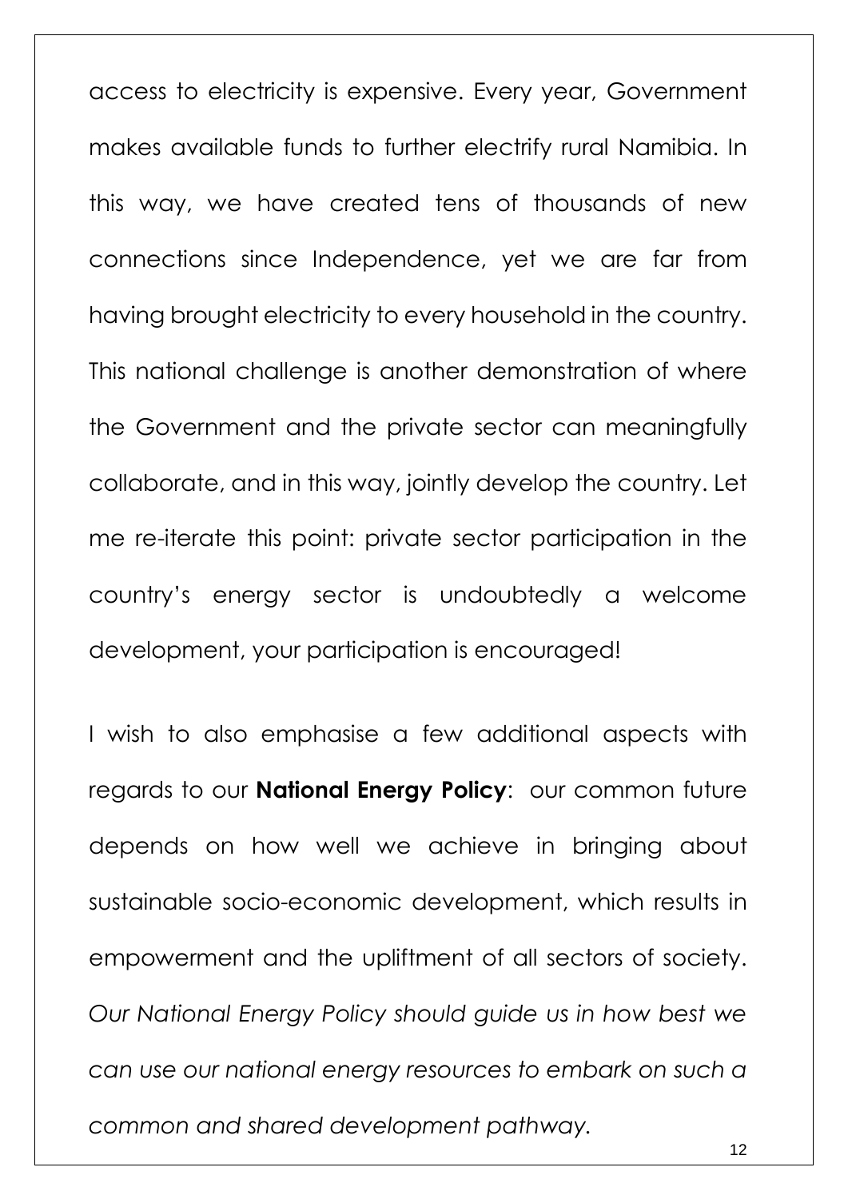access to electricity is expensive. Every year, Government makes available funds to further electrify rural Namibia. In this way, we have created tens of thousands of new connections since Independence, yet we are far from having brought electricity to every household in the country. This national challenge is another demonstration of where the Government and the private sector can meaningfully collaborate, and in this way, jointly develop the country. Let me re-iterate this point: private sector participation in the country's energy sector is undoubtedly a welcome development, your participation is encouraged!

I wish to also emphasise a few additional aspects with regards to our **National Energy Policy**: our common future depends on how well we achieve in bringing about sustainable socio-economic development, which results in empowerment and the upliftment of all sectors of society. *Our National Energy Policy should guide us in how best we can use our national energy resources to embark on such a common and shared development pathway.*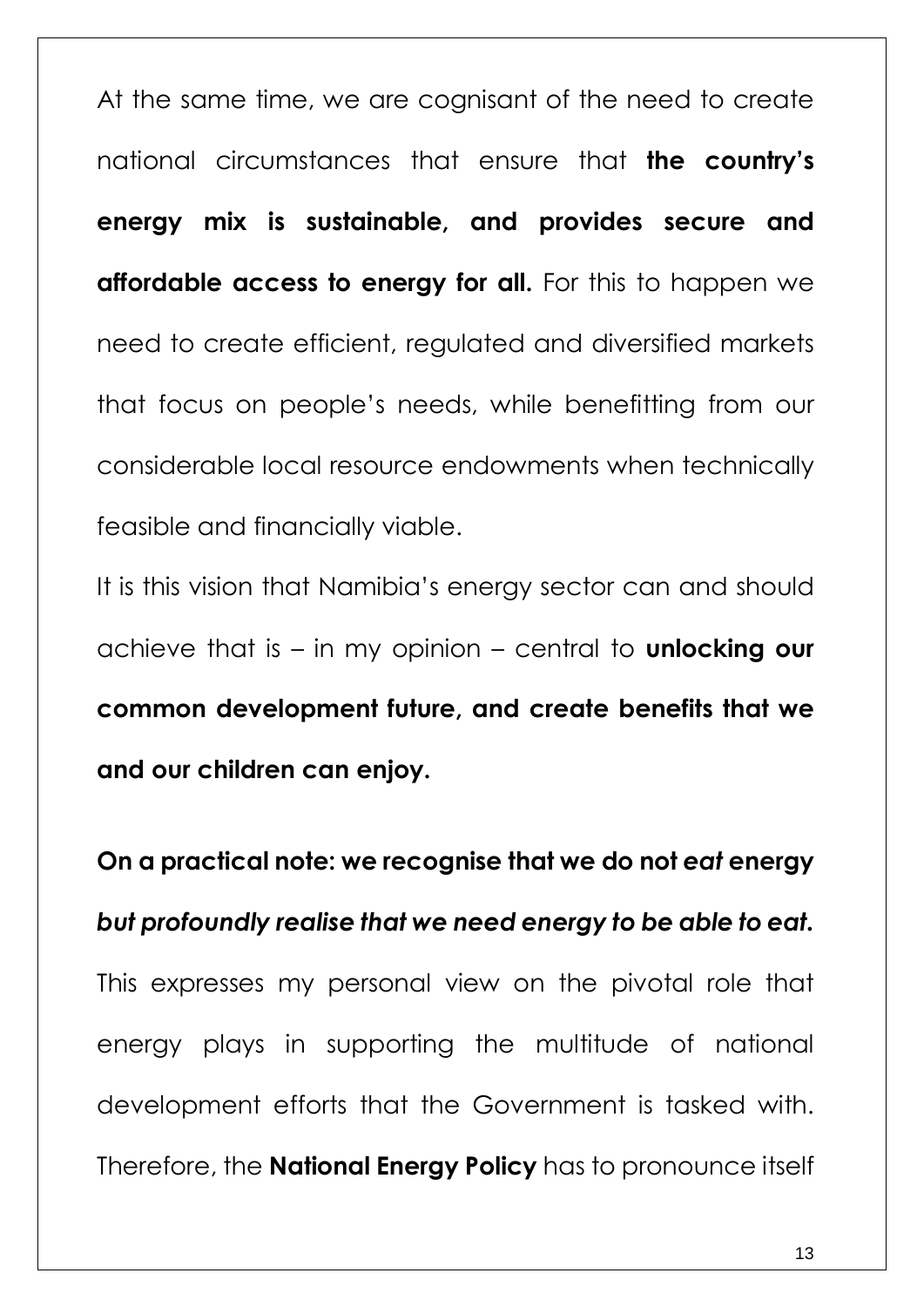At the same time, we are cognisant of the need to create national circumstances that ensure that **the country's energy mix is sustainable, and provides secure and affordable access to energy for all.** For this to happen we need to create efficient, regulated and diversified markets that focus on people's needs, while benefitting from our considerable local resource endowments when technically feasible and financially viable.

It is this vision that Namibia's energy sector can and should achieve that is – in my opinion – central to **unlocking our common development future, and create benefits that we and our children can enjoy.**

**On a practical note: we recognise that we do not *eat* energy *but profoundly realise that we need energy to be able to eat.*** This expresses my personal view on the pivotal role that energy plays in supporting the multitude of national development efforts that the Government is tasked with. Therefore, the **National Energy Policy** has to pronounce itself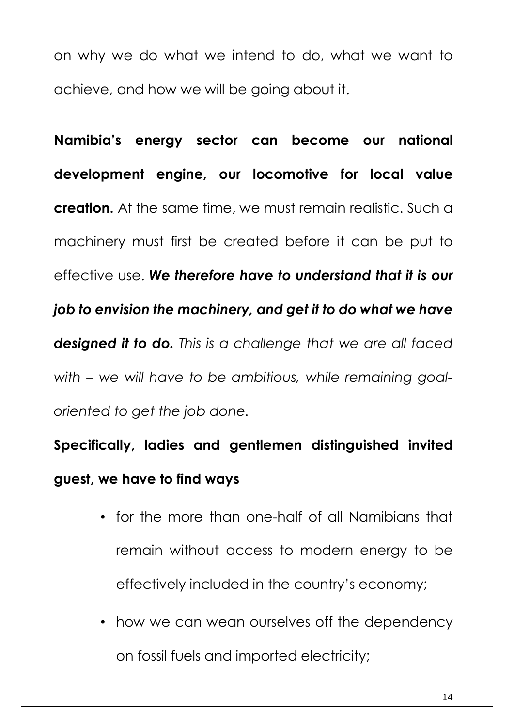on why we do what we intend to do, what we want to achieve, and how we will be going about it.

**Namibia's energy sector can become our national development engine, our locomotive for local value creation.** At the same time, we must remain realistic. Such a machinery must first be created before it can be put to effective use. ***We therefore have to understand that it is our job to envision the machinery, and get it to do what we have designed it to do.*** *This is a challenge that we are all faced with – we will have to be ambitious, while remaining goal-oriented to get the job done.*

**Specifically, ladies and gentlemen distinguished invited guest, we have to find ways**

- for the more than one-half of all Namibians that remain without access to modern energy to be effectively included in the country's economy;
- how we can wean ourselves off the dependency on fossil fuels and imported electricity;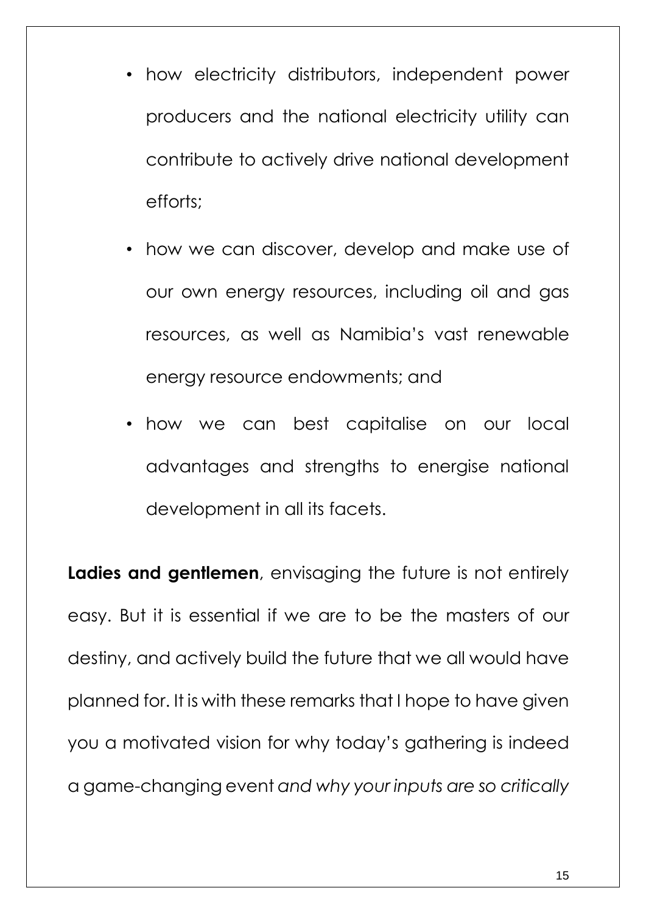- how electricity distributors, independent power producers and the national electricity utility can contribute to actively drive national development efforts;
- how we can discover, develop and make use of our own energy resources, including oil and gas resources, as well as Namibia's vast renewable energy resource endowments; and
- how we can best capitalise on our local advantages and strengths to energise national development in all its facets.

**Ladies and gentlemen**, envisaging the future is not entirely easy. But it is essential if we are to be the masters of our destiny, and actively build the future that we all would have planned for. It is with these remarks that I hope to have given you a motivated vision for why today's gathering is indeed a game-changing event *and why your inputs are so critically*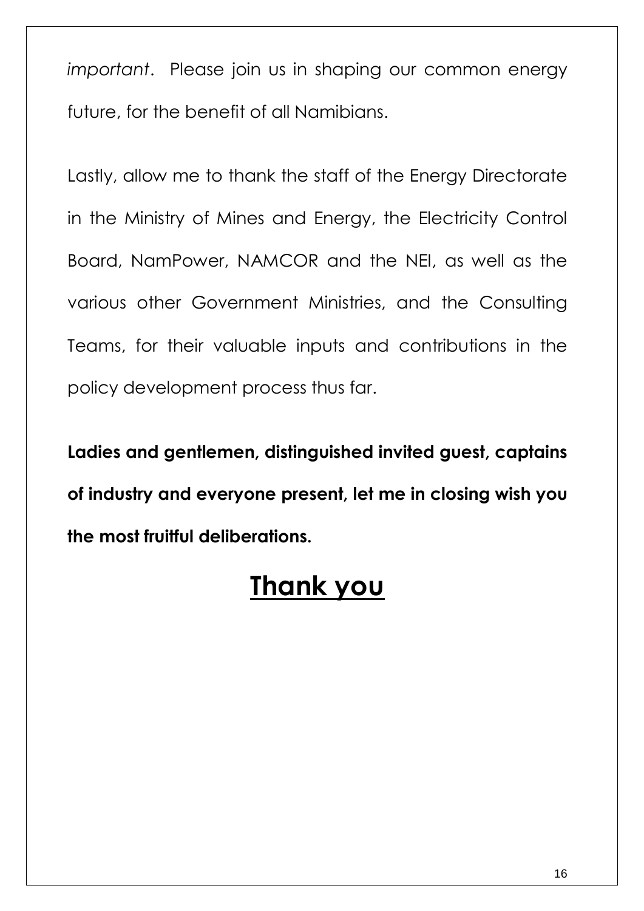*important*. Please join us in shaping our common energy future, for the benefit of all Namibians.

Lastly, allow me to thank the staff of the Energy Directorate in the Ministry of Mines and Energy, the Electricity Control Board, NamPower, NAMCOR and the NEI, as well as the various other Government Ministries, and the Consulting Teams, for their valuable inputs and contributions in the policy development process thus far.

**Ladies and gentlemen, distinguished invited guest, captains of industry and everyone present, let me in closing wish you the most fruitful deliberations.**

# Thank you